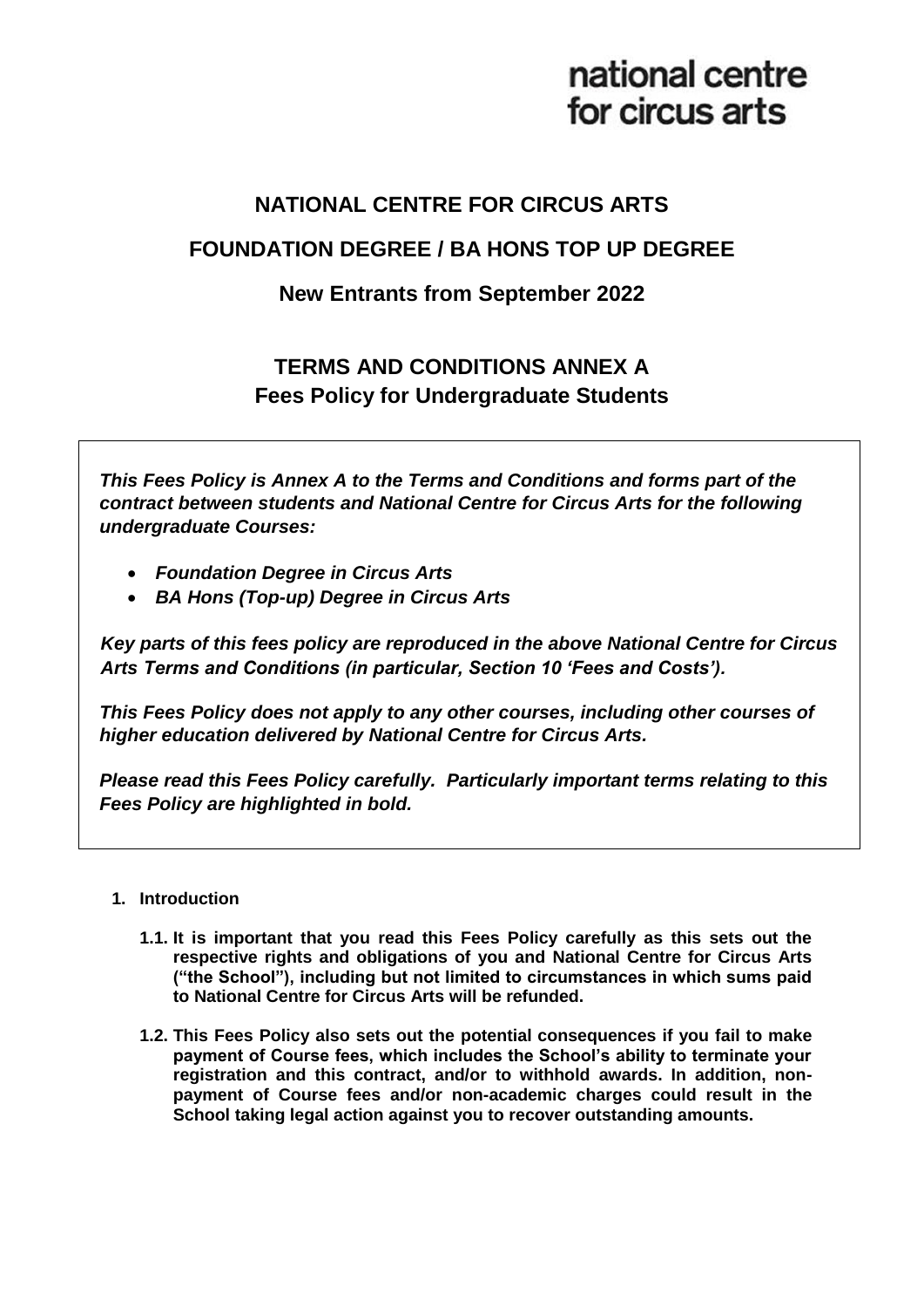national centre
for circus arts

# NATIONAL CENTRE FOR CIRCUS ARTS

## FOUNDATION DEGREE / BA HONS TOP UP DEGREE

### New Entrants from September 2022

## TERMS AND CONDITIONS ANNEX A
## Fees Policy for Undergraduate Students

***This Fees Policy is Annex A to the Terms and Conditions and forms part of the contract between students and National Centre for Circus Arts for the following undergraduate Courses:***

- ***Foundation Degree in Circus Arts***
- ***BA Hons (Top-up) Degree in Circus Arts***

***Key parts of this fees policy are reproduced in the above National Centre for Circus Arts Terms and Conditions (in particular, Section 10 'Fees and Costs').***

***This Fees Policy does not apply to any other courses, including other courses of higher education delivered by National Centre for Circus Arts.***

***Please read this Fees Policy carefully. Particularly important terms relating to this Fees Policy are highlighted in bold.***

**1. Introduction**

**1.1. It is important that you read this Fees Policy carefully as this sets out the respective rights and obligations of you and National Centre for Circus Arts ("the School"), including but not limited to circumstances in which sums paid to National Centre for Circus Arts will be refunded.**

**1.2. This Fees Policy also sets out the potential consequences if you fail to make payment of Course fees, which includes the School's ability to terminate your registration and this contract, and/or to withhold awards. In addition, non-payment of Course fees and/or non-academic charges could result in the School taking legal action against you to recover outstanding amounts.**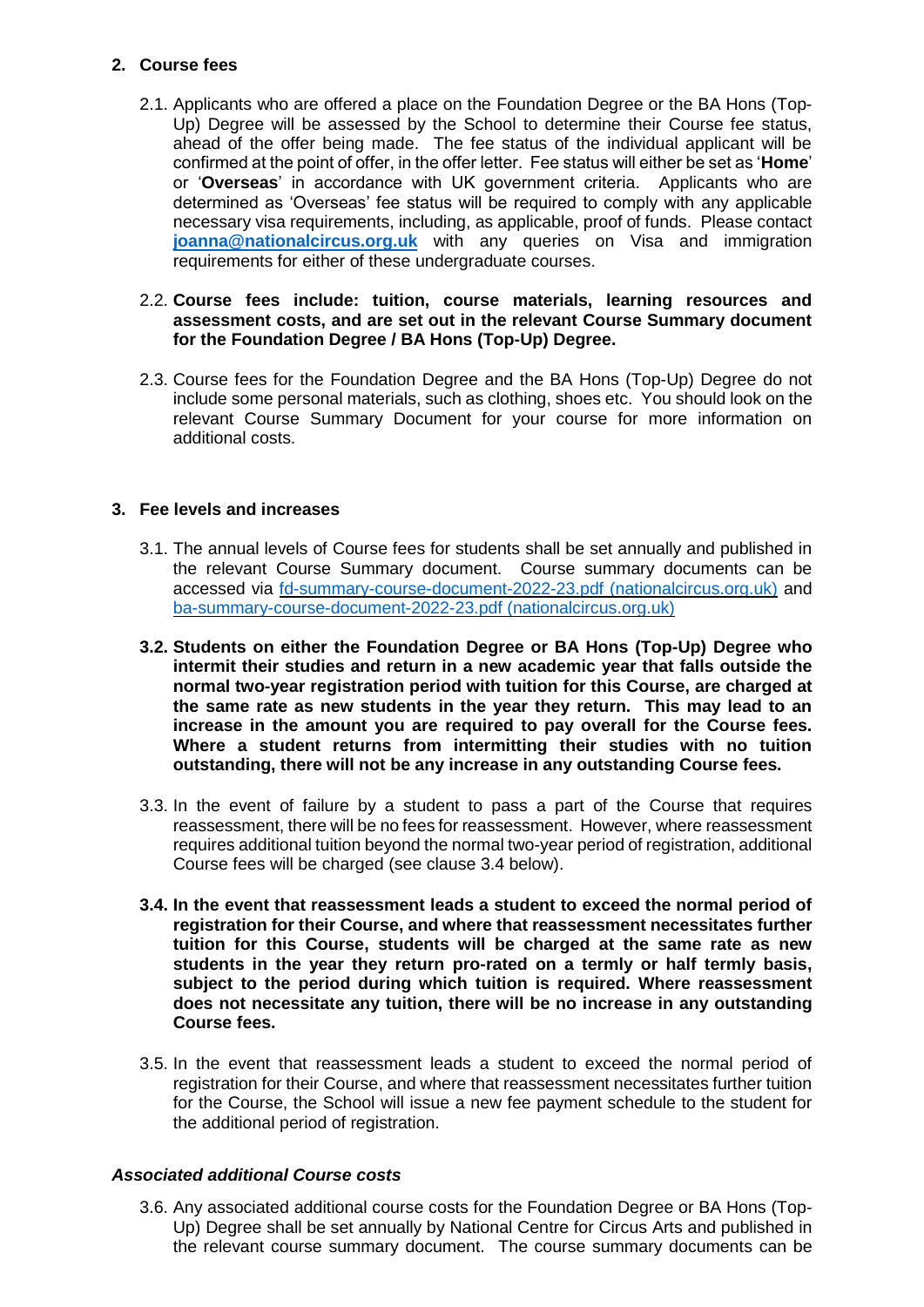## 2. Course fees

2.1. Applicants who are offered a place on the Foundation Degree or the BA Hons (Top-Up) Degree will be assessed by the School to determine their Course fee status, ahead of the offer being made. The fee status of the individual applicant will be confirmed at the point of offer, in the offer letter. Fee status will either be set as '**Home**' or '**Overseas**' in accordance with UK government criteria. Applicants who are determined as 'Overseas' fee status will be required to comply with any applicable necessary visa requirements, including, as applicable, proof of funds. Please contact **[joanna@nationalcircus.org.uk](mailto:joanna@nationalcircus.org.uk)** with any queries on Visa and immigration requirements for either of these undergraduate courses.

2.2. **Course fees include: tuition, course materials, learning resources and assessment costs, and are set out in the relevant Course Summary document for the Foundation Degree / BA Hons (Top-Up) Degree.**

2.3. Course fees for the Foundation Degree and the BA Hons (Top-Up) Degree do not include some personal materials, such as clothing, shoes etc. You should look on the relevant Course Summary Document for your course for more information on additional costs.

## 3. Fee levels and increases

3.1. The annual levels of Course fees for students shall be set annually and published in the relevant Course Summary document. Course summary documents can be accessed via [fd-summary-course-document-2022-23.pdf (nationalcircus.org.uk)]() and [ba-summary-course-document-2022-23.pdf (nationalcircus.org.uk)]()

**3.2. Students on either the Foundation Degree or BA Hons (Top-Up) Degree who intermit their studies and return in a new academic year that falls outside the normal two-year registration period with tuition for this Course, are charged at the same rate as new students in the year they return. This may lead to an increase in the amount you are required to pay overall for the Course fees. Where a student returns from intermitting their studies with no tuition outstanding, there will not be any increase in any outstanding Course fees.**

3.3. In the event of failure by a student to pass a part of the Course that requires reassessment, there will be no fees for reassessment. However, where reassessment requires additional tuition beyond the normal two-year period of registration, additional Course fees will be charged (see clause 3.4 below).

**3.4. In the event that reassessment leads a student to exceed the normal period of registration for their Course, and where that reassessment necessitates further tuition for this Course, students will be charged at the same rate as new students in the year they return pro-rated on a termly or half termly basis, subject to the period during which tuition is required. Where reassessment does not necessitate any tuition, there will be no increase in any outstanding Course fees.**

3.5. In the event that reassessment leads a student to exceed the normal period of registration for their Course, and where that reassessment necessitates further tuition for the Course, the School will issue a new fee payment schedule to the student for the additional period of registration.

### *Associated additional Course costs*

3.6. Any associated additional course costs for the Foundation Degree or BA Hons (Top-Up) Degree shall be set annually by National Centre for Circus Arts and published in the relevant course summary document. The course summary documents can be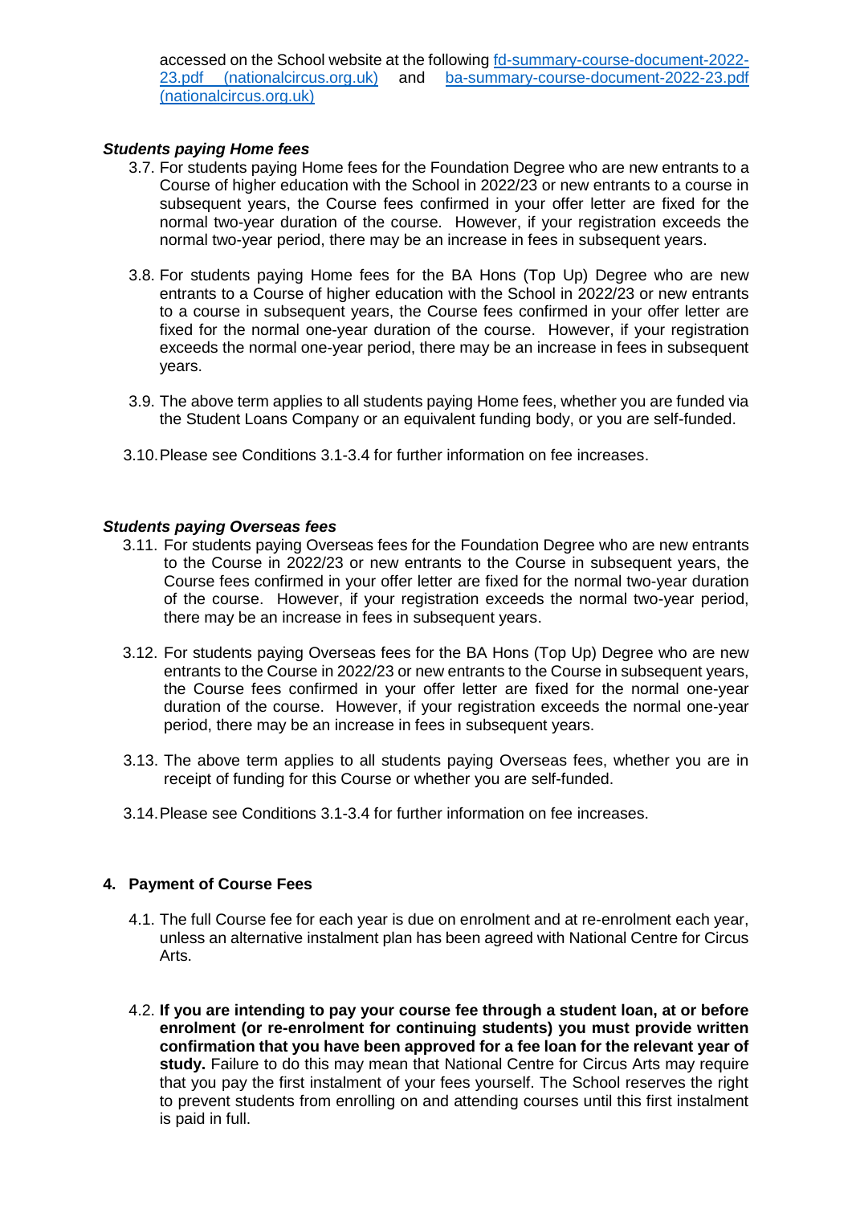accessed on the School website at the following [fd-summary-course-document-2022-23.pdf (nationalcircus.org.uk)] and [ba-summary-course-document-2022-23.pdf (nationalcircus.org.uk)]

***Students paying Home fees***

3.7. For students paying Home fees for the Foundation Degree who are new entrants to a Course of higher education with the School in 2022/23 or new entrants to a course in subsequent years, the Course fees confirmed in your offer letter are fixed for the normal two-year duration of the course. However, if your registration exceeds the normal two-year period, there may be an increase in fees in subsequent years.

3.8. For students paying Home fees for the BA Hons (Top Up) Degree who are new entrants to a Course of higher education with the School in 2022/23 or new entrants to a course in subsequent years, the Course fees confirmed in your offer letter are fixed for the normal one-year duration of the course. However, if your registration exceeds the normal one-year period, there may be an increase in fees in subsequent years.

3.9. The above term applies to all students paying Home fees, whether you are funded via the Student Loans Company or an equivalent funding body, or you are self-funded.

3.10. Please see Conditions 3.1-3.4 for further information on fee increases.

***Students paying Overseas fees***

3.11. For students paying Overseas fees for the Foundation Degree who are new entrants to the Course in 2022/23 or new entrants to the Course in subsequent years, the Course fees confirmed in your offer letter are fixed for the normal two-year duration of the course. However, if your registration exceeds the normal two-year period, there may be an increase in fees in subsequent years.

3.12. For students paying Overseas fees for the BA Hons (Top Up) Degree who are new entrants to the Course in 2022/23 or new entrants to the Course in subsequent years, the Course fees confirmed in your offer letter are fixed for the normal one-year duration of the course. However, if your registration exceeds the normal one-year period, there may be an increase in fees in subsequent years.

3.13. The above term applies to all students paying Overseas fees, whether you are in receipt of funding for this Course or whether you are self-funded.

3.14. Please see Conditions 3.1-3.4 for further information on fee increases.

## 4. Payment of Course Fees

4.1. The full Course fee for each year is due on enrolment and at re-enrolment each year, unless an alternative instalment plan has been agreed with National Centre for Circus Arts.

4.2. **If you are intending to pay your course fee through a student loan, at or before enrolment (or re-enrolment for continuing students) you must provide written confirmation that you have been approved for a fee loan for the relevant year of study.** Failure to do this may mean that National Centre for Circus Arts may require that you pay the first instalment of your fees yourself. The School reserves the right to prevent students from enrolling on and attending courses until this first instalment is paid in full.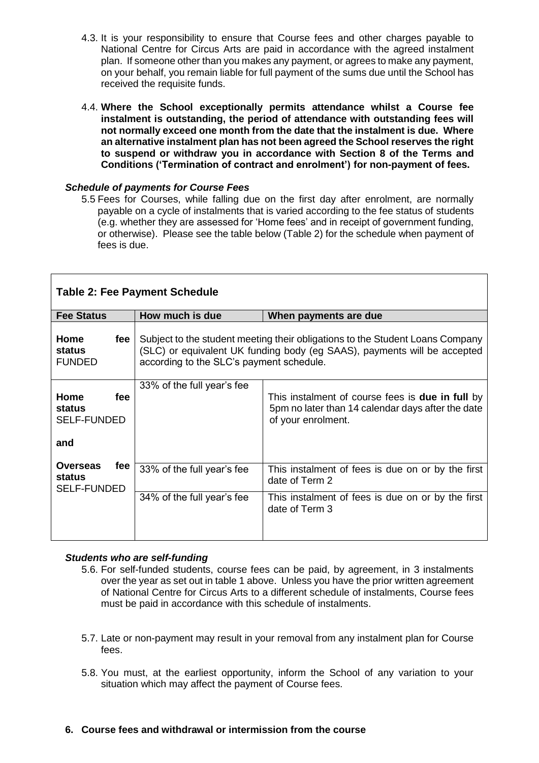4.3. It is your responsibility to ensure that Course fees and other charges payable to National Centre for Circus Arts are paid in accordance with the agreed instalment plan. If someone other than you makes any payment, or agrees to make any payment, on your behalf, you remain liable for full payment of the sums due until the School has received the requisite funds.

4.4. **Where the School exceptionally permits attendance whilst a Course fee instalment is outstanding, the period of attendance with outstanding fees will not normally exceed one month from the date that the instalment is due. Where an alternative instalment plan has not been agreed the School reserves the right to suspend or withdraw you in accordance with Section 8 of the Terms and Conditions ('Termination of contract and enrolment') for non-payment of fees.**

***Schedule of payments for Course Fees***

5.5 Fees for Courses, while falling due on the first day after enrolment, are normally payable on a cycle of instalments that is varied according to the fee status of students (e.g. whether they are assessed for 'Home fees' and in receipt of government funding, or otherwise). Please see the table below (Table 2) for the schedule when payment of fees is due.

**Table 2: Fee Payment Schedule**

| Fee Status | How much is due | When payments are due |
|---|---|---|
| **Home fee status** FUNDED | Subject to the student meeting their obligations to the Student Loans Company (SLC) or equivalent UK funding body (eg SAAS), payments will be accepted according to the SLC's payment schedule. | |
| **Home fee status** SELF-FUNDED **and** **Overseas fee status** SELF-FUNDED | 33% of the full year's fee | This instalment of course fees is **due in full** by 5pm no later than 14 calendar days after the date of your enrolment. |
| | 33% of the full year's fee | This instalment of fees is due on or by the first date of Term 2 |
| | 34% of the full year's fee | This instalment of fees is due on or by the first date of Term 3 |

***Students who are self-funding***

5.6. For self-funded students, course fees can be paid, by agreement, in 3 instalments over the year as set out in table 1 above. Unless you have the prior written agreement of National Centre for Circus Arts to a different schedule of instalments, Course fees must be paid in accordance with this schedule of instalments.

5.7. Late or non-payment may result in your removal from any instalment plan for Course fees.

5.8. You must, at the earliest opportunity, inform the School of any variation to your situation which may affect the payment of Course fees.

**6. Course fees and withdrawal or intermission from the course**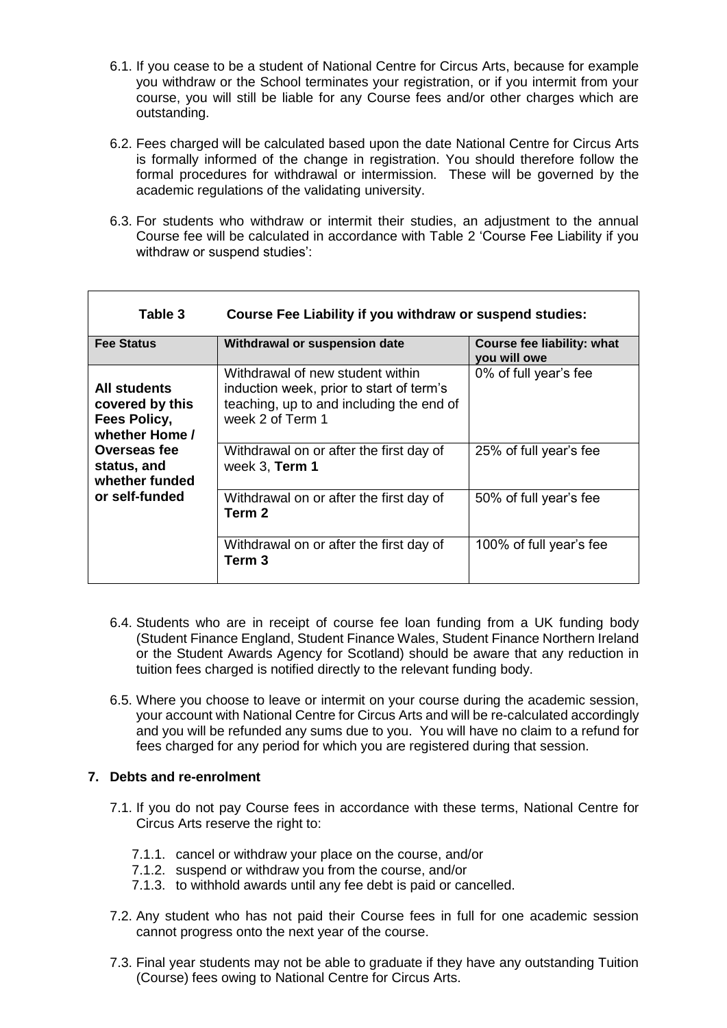6.1. If you cease to be a student of National Centre for Circus Arts, because for example you withdraw or the School terminates your registration, or if you intermit from your course, you will still be liable for any Course fees and/or other charges which are outstanding.

6.2. Fees charged will be calculated based upon the date National Centre for Circus Arts is formally informed of the change in registration. You should therefore follow the formal procedures for withdrawal or intermission. These will be governed by the academic regulations of the validating university.

6.3. For students who withdraw or intermit their studies, an adjustment to the annual Course fee will be calculated in accordance with Table 2 'Course Fee Liability if you withdraw or suspend studies':

**Table 3 Course Fee Liability if you withdraw or suspend studies:**

| Fee Status | Withdrawal or suspension date | Course fee liability: what you will owe |
|---|---|---|
| **All students covered by this Fees Policy, whether Home / Overseas fee status, and whether funded or self-funded** | Withdrawal of new student within induction week, prior to start of term's teaching, up to and including the end of week 2 of Term 1 | 0% of full year's fee |
| | Withdrawal on or after the first day of week 3, **Term 1** | 25% of full year's fee |
| | Withdrawal on or after the first day of **Term 2** | 50% of full year's fee |
| | Withdrawal on or after the first day of **Term 3** | 100% of full year's fee |

6.4. Students who are in receipt of course fee loan funding from a UK funding body (Student Finance England, Student Finance Wales, Student Finance Northern Ireland or the Student Awards Agency for Scotland) should be aware that any reduction in tuition fees charged is notified directly to the relevant funding body.

6.5. Where you choose to leave or intermit on your course during the academic session, your account with National Centre for Circus Arts and will be re-calculated accordingly and you will be refunded any sums due to you. You will have no claim to a refund for fees charged for any period for which you are registered during that session.

## 7. Debts and re-enrolment

7.1. If you do not pay Course fees in accordance with these terms, National Centre for Circus Arts reserve the right to:

7.1.1. cancel or withdraw your place on the course, and/or

7.1.2. suspend or withdraw you from the course, and/or

7.1.3. to withhold awards until any fee debt is paid or cancelled.

7.2. Any student who has not paid their Course fees in full for one academic session cannot progress onto the next year of the course.

7.3. Final year students may not be able to graduate if they have any outstanding Tuition (Course) fees owing to National Centre for Circus Arts.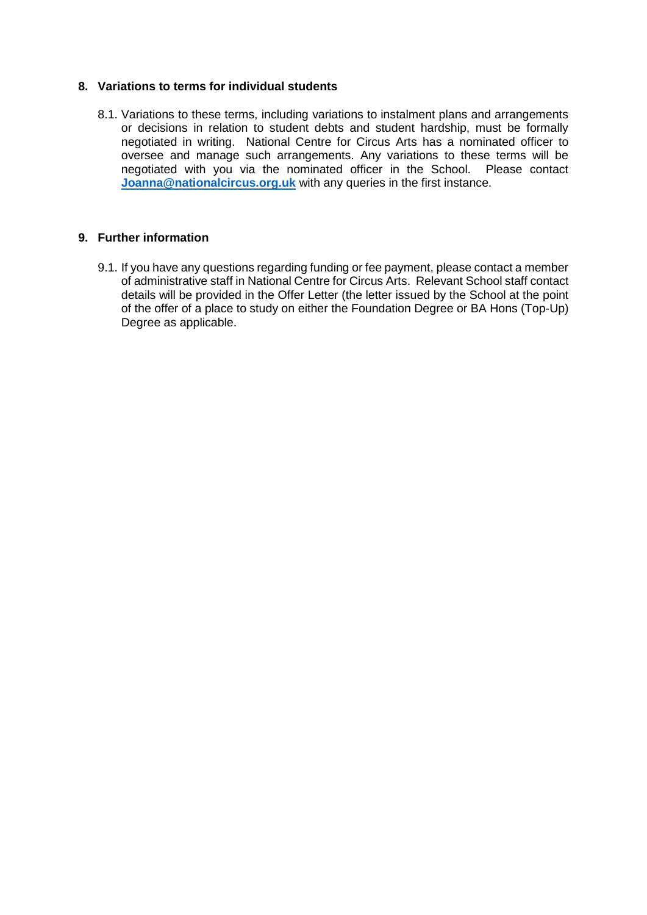## 8. Variations to terms for individual students

8.1. Variations to these terms, including variations to instalment plans and arrangements or decisions in relation to student debts and student hardship, must be formally negotiated in writing. National Centre for Circus Arts has a nominated officer to oversee and manage such arrangements. Any variations to these terms will be negotiated with you via the nominated officer in the School. Please contact **Joanna@nationalcircus.org.uk** with any queries in the first instance.

## 9. Further information

9.1. If you have any questions regarding funding or fee payment, please contact a member of administrative staff in National Centre for Circus Arts. Relevant School staff contact details will be provided in the Offer Letter (the letter issued by the School at the point of the offer of a place to study on either the Foundation Degree or BA Hons (Top-Up) Degree as applicable.